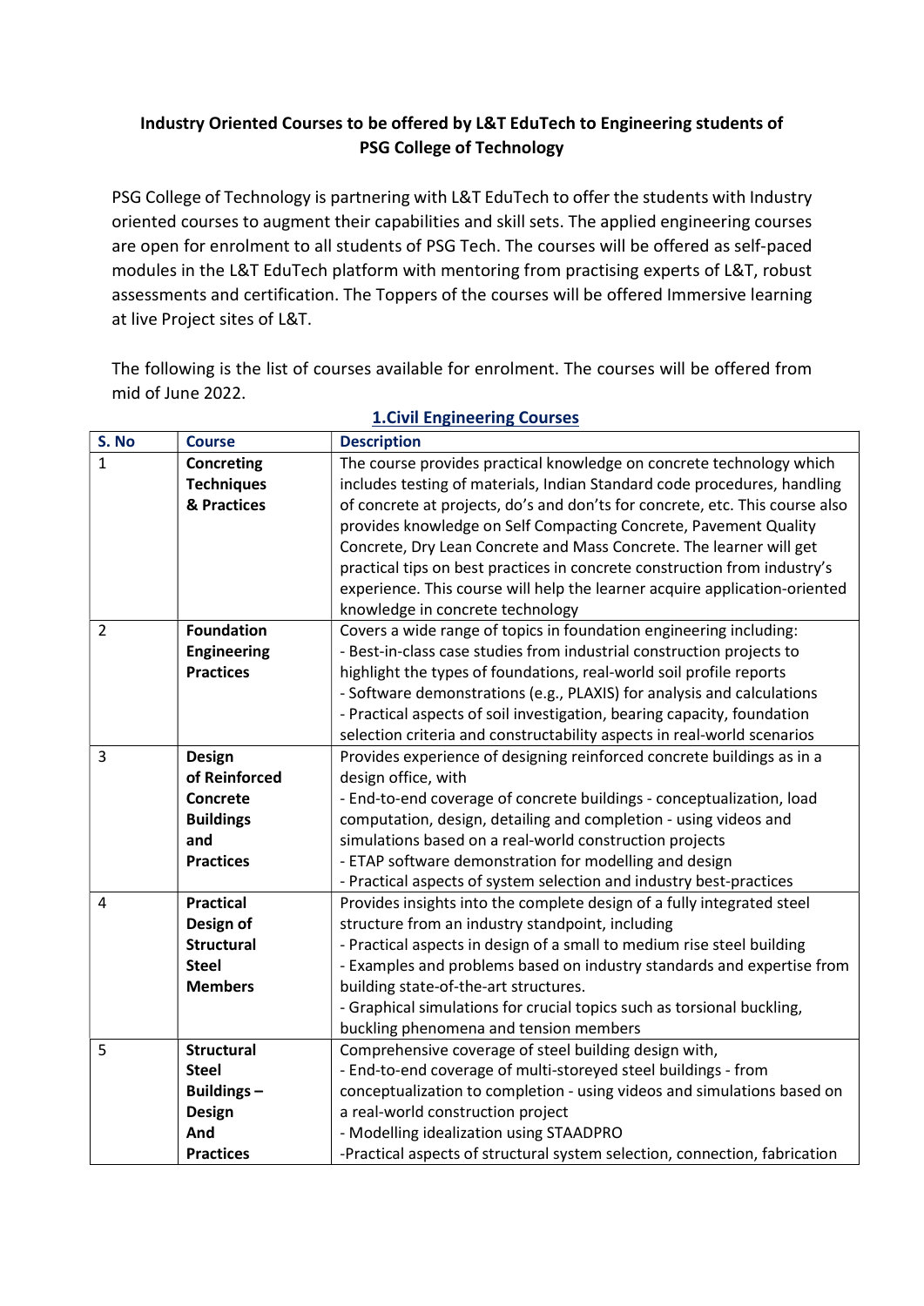# Industry Oriented Courses to be offered by L&T EduTech to Engineering students of PSG College of Technology

PSG College of Technology is partnering with L&T EduTech to offer the students with Industry oriented courses to augment their capabilities and skill sets. The applied engineering courses are open for enrolment to all students of PSG Tech. The courses will be offered as self-paced modules in the L&T EduTech platform with mentoring from practising experts of L&T, robust assessments and certification. The Toppers of the courses will be offered Immersive learning at live Project sites of L&T.

The following is the list of courses available for enrolment. The courses will be offered from mid of June 2022.

## 1.Civil Engineering Courses

| S. No | Course | Description |
|---|---|---|
| 1 | **Concreting Techniques & Practices** | The course provides practical knowledge on concrete technology which includes testing of materials, Indian Standard code procedures, handling of concrete at projects, do's and don'ts for concrete, etc. This course also provides knowledge on Self Compacting Concrete, Pavement Quality Concrete, Dry Lean Concrete and Mass Concrete. The learner will get practical tips on best practices in concrete construction from industry's experience. This course will help the learner acquire application-oriented knowledge in concrete technology |
| 2 | **Foundation Engineering Practices** | Covers a wide range of topics in foundation engineering including:<br>- Best-in-class case studies from industrial construction projects to highlight the types of foundations, real-world soil profile reports<br>- Software demonstrations (e.g., PLAXIS) for analysis and calculations<br>- Practical aspects of soil investigation, bearing capacity, foundation selection criteria and constructability aspects in real-world scenarios |
| 3 | **Design of Reinforced Concrete Buildings and Practices** | Provides experience of designing reinforced concrete buildings as in a design office, with<br>- End-to-end coverage of concrete buildings - conceptualization, load computation, design, detailing and completion - using videos and simulations based on a real-world construction projects<br>- ETAP software demonstration for modelling and design<br>- Practical aspects of system selection and industry best-practices |
| 4 | **Practical Design of Structural Steel Members** | Provides insights into the complete design of a fully integrated steel structure from an industry standpoint, including<br>- Practical aspects in design of a small to medium rise steel building<br>- Examples and problems based on industry standards and expertise from building state-of-the-art structures.<br>- Graphical simulations for crucial topics such as torsional buckling, buckling phenomena and tension members |
| 5 | **Structural Steel Buildings – Design And Practices** | Comprehensive coverage of steel building design with,<br>- End-to-end coverage of multi-storeyed steel buildings - from conceptualization to completion - using videos and simulations based on a real-world construction project<br>- Modelling idealization using STAADPRO<br>-Practical aspects of structural system selection, connection, fabrication |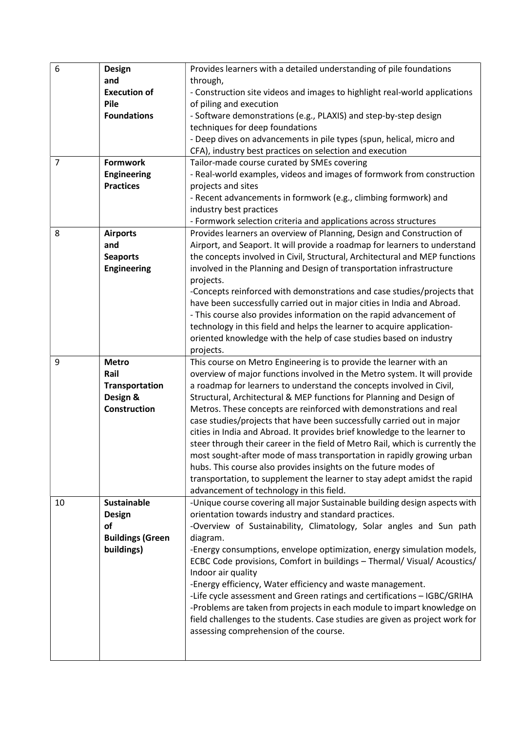| 6 | **Design and Execution of Pile Foundations** | Provides learners with a detailed understanding of pile foundations through,<br>- Construction site videos and images to highlight real-world applications of piling and execution<br>- Software demonstrations (e.g., PLAXIS) and step-by-step design techniques for deep foundations<br>- Deep dives on advancements in pile types (spun, helical, micro and CFA), industry best practices on selection and execution |
|---|---|---|
| 7 | **Formwork Engineering Practices** | Tailor-made course curated by SMEs covering<br>- Real-world examples, videos and images of formwork from construction projects and sites<br>- Recent advancements in formwork (e.g., climbing formwork) and industry best practices<br>- Formwork selection criteria and applications across structures |
| 8 | **Airports and Seaports Engineering** | Provides learners an overview of Planning, Design and Construction of Airport, and Seaport. It will provide a roadmap for learners to understand the concepts involved in Civil, Structural, Architectural and MEP functions involved in the Planning and Design of transportation infrastructure projects.<br>-Concepts reinforced with demonstrations and case studies/projects that have been successfully carried out in major cities in India and Abroad.<br>- This course also provides information on the rapid advancement of technology in this field and helps the learner to acquire application-oriented knowledge with the help of case studies based on industry projects. |
| 9 | **Metro Rail Transportation Design & Construction** | This course on Metro Engineering is to provide the learner with an overview of major functions involved in the Metro system. It will provide a roadmap for learners to understand the concepts involved in Civil, Structural, Architectural & MEP functions for Planning and Design of Metros. These concepts are reinforced with demonstrations and real case studies/projects that have been successfully carried out in major cities in India and Abroad. It provides brief knowledge to the learner to steer through their career in the field of Metro Rail, which is currently the most sought-after mode of mass transportation in rapidly growing urban hubs. This course also provides insights on the future modes of transportation, to supplement the learner to stay adept amidst the rapid advancement of technology in this field. |
| 10 | **Sustainable Design of Buildings (Green buildings)** | -Unique course covering all major Sustainable building design aspects with orientation towards industry and standard practices.<br>-Overview of Sustainability, Climatology, Solar angles and Sun path diagram.<br>-Energy consumptions, envelope optimization, energy simulation models, ECBC Code provisions, Comfort in buildings – Thermal/ Visual/ Acoustics/ Indoor air quality<br>-Energy efficiency, Water efficiency and waste management.<br>-Life cycle assessment and Green ratings and certifications – IGBC/GRIHA<br>-Problems are taken from projects in each module to impart knowledge on field challenges to the students. Case studies are given as project work for assessing comprehension of the course. |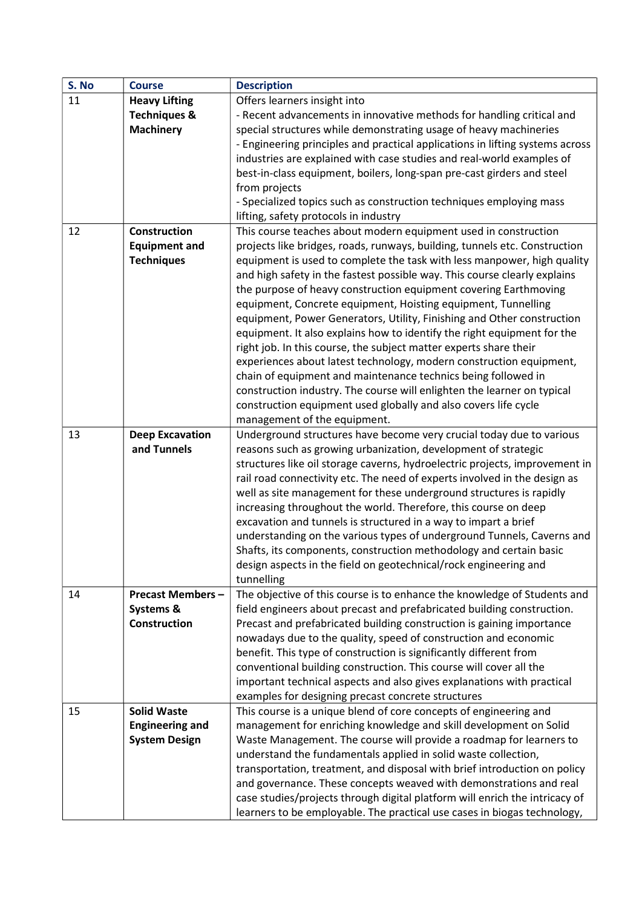| S. No | Course | Description |
| --- | --- | --- |
| 11 | **Heavy Lifting Techniques & Machinery** | Offers learners insight into<br>- Recent advancements in innovative methods for handling critical and special structures while demonstrating usage of heavy machineries<br>- Engineering principles and practical applications in lifting systems across industries are explained with case studies and real-world examples of best-in-class equipment, boilers, long-span pre-cast girders and steel from projects<br>- Specialized topics such as construction techniques employing mass lifting, safety protocols in industry |
| 12 | **Construction Equipment and Techniques** | This course teaches about modern equipment used in construction projects like bridges, roads, runways, building, tunnels etc. Construction equipment is used to complete the task with less manpower, high quality and high safety in the fastest possible way. This course clearly explains the purpose of heavy construction equipment covering Earthmoving equipment, Concrete equipment, Hoisting equipment, Tunnelling equipment, Power Generators, Utility, Finishing and Other construction equipment. It also explains how to identify the right equipment for the right job. In this course, the subject matter experts share their experiences about latest technology, modern construction equipment, chain of equipment and maintenance technics being followed in construction industry. The course will enlighten the learner on typical construction equipment used globally and also covers life cycle management of the equipment. |
| 13 | **Deep Excavation and Tunnels** | Underground structures have become very crucial today due to various reasons such as growing urbanization, development of strategic structures like oil storage caverns, hydroelectric projects, improvement in rail road connectivity etc. The need of experts involved in the design as well as site management for these underground structures is rapidly increasing throughout the world. Therefore, this course on deep excavation and tunnels is structured in a way to impart a brief understanding on the various types of underground Tunnels, Caverns and Shafts, its components, construction methodology and certain basic design aspects in the field on geotechnical/rock engineering and tunnelling |
| 14 | **Precast Members – Systems & Construction** | The objective of this course is to enhance the knowledge of Students and field engineers about precast and prefabricated building construction. Precast and prefabricated building construction is gaining importance nowadays due to the quality, speed of construction and economic benefit. This type of construction is significantly different from conventional building construction. This course will cover all the important technical aspects and also gives explanations with practical examples for designing precast concrete structures |
| 15 | **Solid Waste Engineering and System Design** | This course is a unique blend of core concepts of engineering and management for enriching knowledge and skill development on Solid Waste Management. The course will provide a roadmap for learners to understand the fundamentals applied in solid waste collection, transportation, treatment, and disposal with brief introduction on policy and governance. These concepts weaved with demonstrations and real case studies/projects through digital platform will enrich the intricacy of learners to be employable. The practical use cases in biogas technology, |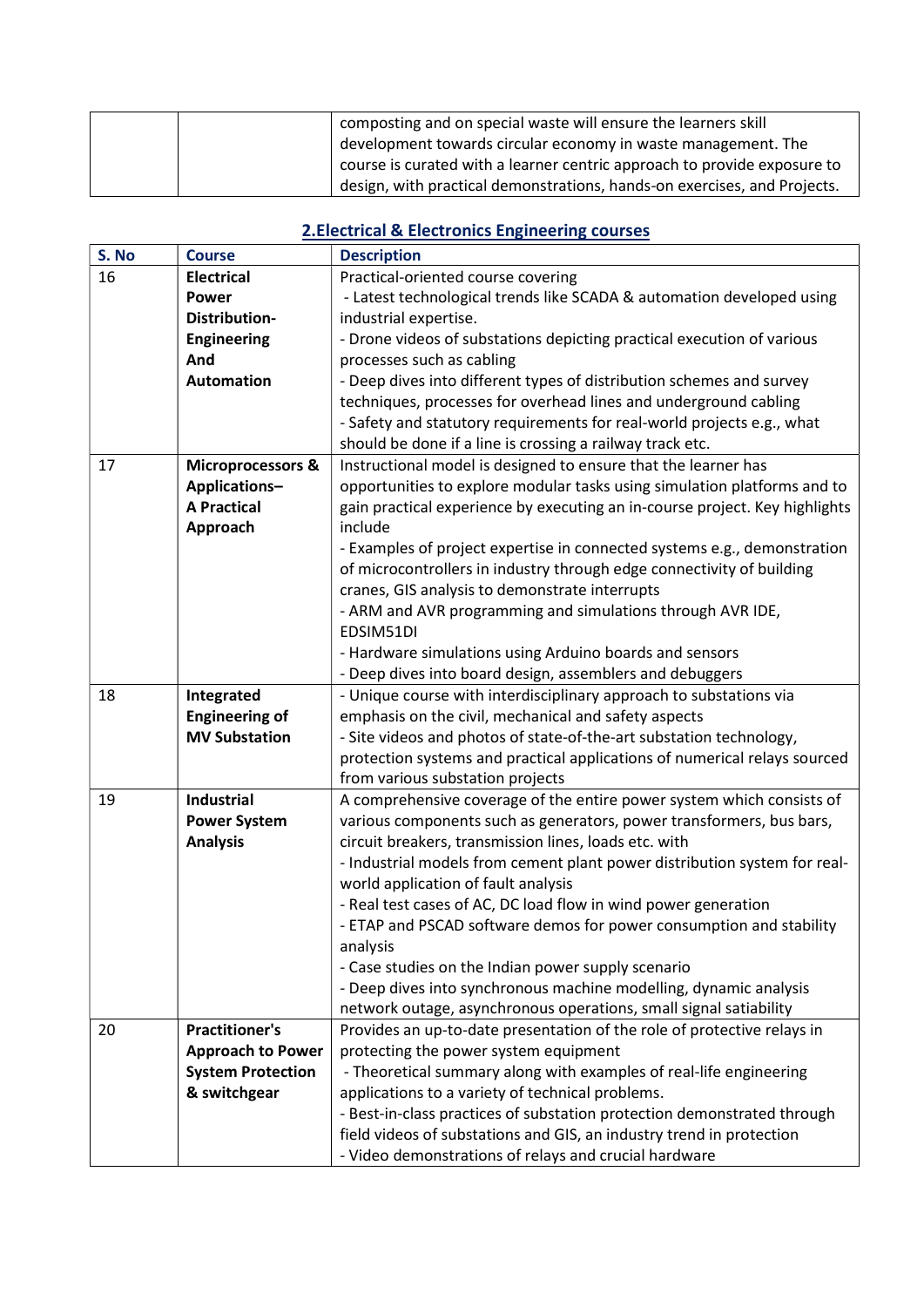| | | composting and on special waste will ensure the learners skill development towards circular economy in waste management. The course is curated with a learner centric approach to provide exposure to design, with practical demonstrations, hands-on exercises, and Projects. |
|---|---|---|

## 2.Electrical & Electronics Engineering courses

| S. No | Course | Description |
|---|---|---|
| 16 | **Electrical Power Distribution-Engineering And Automation** | Practical-oriented course covering<br>- Latest technological trends like SCADA & automation developed using industrial expertise.<br>- Drone videos of substations depicting practical execution of various processes such as cabling<br>- Deep dives into different types of distribution schemes and survey techniques, processes for overhead lines and underground cabling<br>- Safety and statutory requirements for real-world projects e.g., what should be done if a line is crossing a railway track etc. |
| 17 | **Microprocessors & Applications– A Practical Approach** | Instructional model is designed to ensure that the learner has opportunities to explore modular tasks using simulation platforms and to gain practical experience by executing an in-course project. Key highlights include<br>- Examples of project expertise in connected systems e.g., demonstration of microcontrollers in industry through edge connectivity of building cranes, GIS analysis to demonstrate interrupts<br>- ARM and AVR programming and simulations through AVR IDE, EDSIM51DI<br>- Hardware simulations using Arduino boards and sensors<br>- Deep dives into board design, assemblers and debuggers |
| 18 | **Integrated Engineering of MV Substation** | - Unique course with interdisciplinary approach to substations via emphasis on the civil, mechanical and safety aspects<br>- Site videos and photos of state-of-the-art substation technology, protection systems and practical applications of numerical relays sourced from various substation projects |
| 19 | **Industrial Power System Analysis** | A comprehensive coverage of the entire power system which consists of various components such as generators, power transformers, bus bars, circuit breakers, transmission lines, loads etc. with<br>- Industrial models from cement plant power distribution system for real-world application of fault analysis<br>- Real test cases of AC, DC load flow in wind power generation<br>- ETAP and PSCAD software demos for power consumption and stability analysis<br>- Case studies on the Indian power supply scenario<br>- Deep dives into synchronous machine modelling, dynamic analysis network outage, asynchronous operations, small signal satiability |
| 20 | **Practitioner's Approach to Power System Protection & switchgear** | Provides an up-to-date presentation of the role of protective relays in protecting the power system equipment<br>- Theoretical summary along with examples of real-life engineering applications to a variety of technical problems.<br>- Best-in-class practices of substation protection demonstrated through field videos of substations and GIS, an industry trend in protection<br>- Video demonstrations of relays and crucial hardware |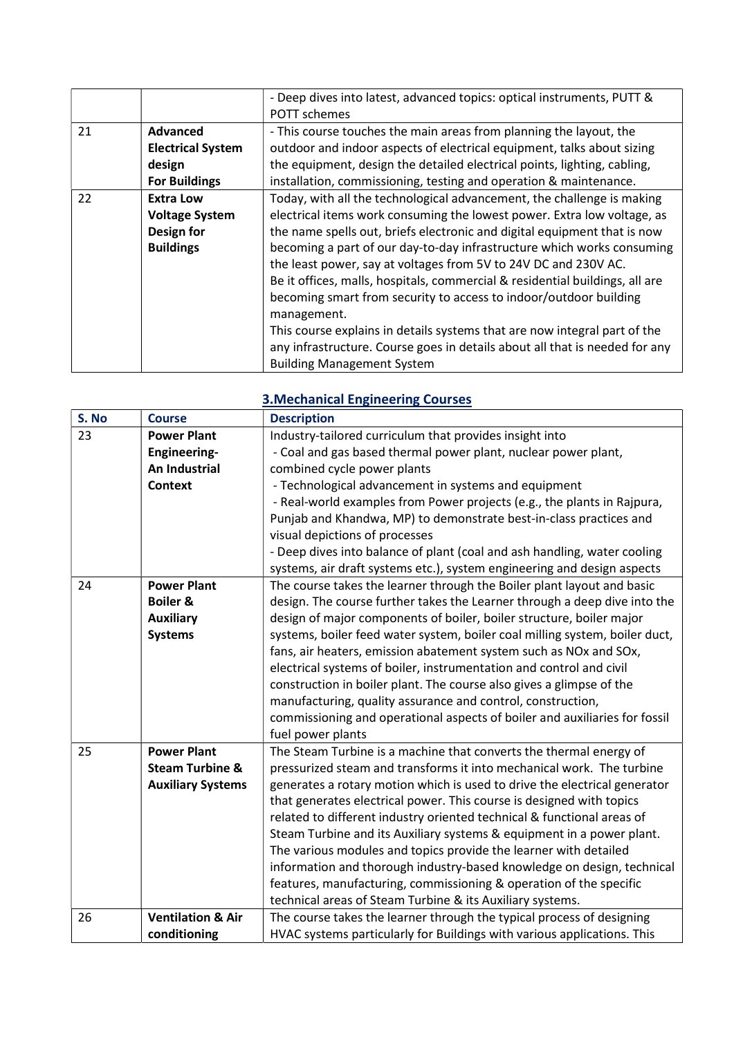| | | - Deep dives into latest, advanced topics: optical instruments, PUTT & POTT schemes |
|---|---|---|
| 21 | **Advanced Electrical System design For Buildings** | - This course touches the main areas from planning the layout, the outdoor and indoor aspects of electrical equipment, talks about sizing the equipment, design the detailed electrical points, lighting, cabling, installation, commissioning, testing and operation & maintenance. |
| 22 | **Extra Low Voltage System Design for Buildings** | Today, with all the technological advancement, the challenge is making electrical items work consuming the lowest power. Extra low voltage, as the name spells out, briefs electronic and digital equipment that is now becoming a part of our day-to-day infrastructure which works consuming the least power, say at voltages from 5V to 24V DC and 230V AC.<br>Be it offices, malls, hospitals, commercial & residential buildings, all are becoming smart from security to access to indoor/outdoor building management.<br>This course explains in details systems that are now integral part of the any infrastructure. Course goes in details about all that is needed for any Building Management System |

## 3.Mechanical Engineering Courses

| S. No | Course | Description |
|---|---|---|
| 23 | **Power Plant Engineering- An Industrial Context** | Industry-tailored curriculum that provides insight into<br>- Coal and gas based thermal power plant, nuclear power plant, combined cycle power plants<br>- Technological advancement in systems and equipment<br>- Real-world examples from Power projects (e.g., the plants in Rajpura, Punjab and Khandwa, MP) to demonstrate best-in-class practices and visual depictions of processes<br>- Deep dives into balance of plant (coal and ash handling, water cooling systems, air draft systems etc.), system engineering and design aspects |
| 24 | **Power Plant Boiler & Auxiliary Systems** | The course takes the learner through the Boiler plant layout and basic design. The course further takes the Learner through a deep dive into the design of major components of boiler, boiler structure, boiler major systems, boiler feed water system, boiler coal milling system, boiler duct, fans, air heaters, emission abatement system such as NOx and SOx, electrical systems of boiler, instrumentation and control and civil construction in boiler plant. The course also gives a glimpse of the manufacturing, quality assurance and control, construction, commissioning and operational aspects of boiler and auxiliaries for fossil fuel power plants |
| 25 | **Power Plant Steam Turbine & Auxiliary Systems** | The Steam Turbine is a machine that converts the thermal energy of pressurized steam and transforms it into mechanical work. The turbine generates a rotary motion which is used to drive the electrical generator that generates electrical power. This course is designed with topics related to different industry oriented technical & functional areas of Steam Turbine and its Auxiliary systems & equipment in a power plant. The various modules and topics provide the learner with detailed information and thorough industry-based knowledge on design, technical features, manufacturing, commissioning & operation of the specific technical areas of Steam Turbine & its Auxiliary systems. |
| 26 | **Ventilation & Air conditioning** | The course takes the learner through the typical process of designing HVAC systems particularly for Buildings with various applications. This |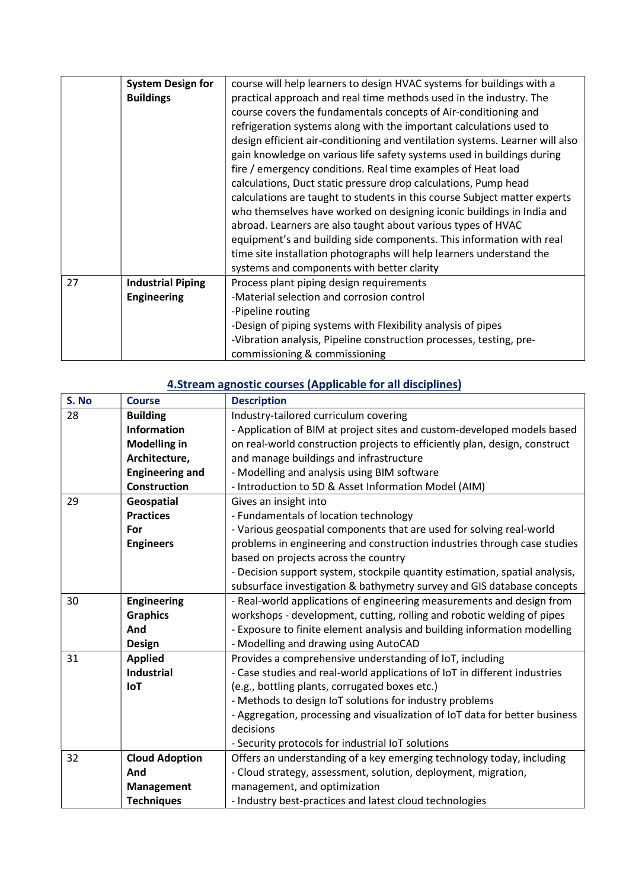|  | **System Design for Buildings** | course will help learners to design HVAC systems for buildings with a practical approach and real time methods used in the industry. The course covers the fundamentals concepts of Air-conditioning and refrigeration systems along with the important calculations used to design efficient air-conditioning and ventilation systems. Learner will also gain knowledge on various life safety systems used in buildings during fire / emergency conditions. Real time examples of Heat load calculations, Duct static pressure drop calculations, Pump head calculations are taught to students in this course Subject matter experts who themselves have worked on designing iconic buildings in India and abroad. Learners are also taught about various types of HVAC equipment's and building side components. This information with real time site installation photographs will help learners understand the systems and components with better clarity |
|---|---|---|
| 27 | **Industrial Piping Engineering** | Process plant piping design requirements<br>-Material selection and corrosion control<br>-Pipeline routing<br>-Design of piping systems with Flexibility analysis of pipes<br>-Vibration analysis, Pipeline construction processes, testing, pre-commissioning & commissioning |

## 4.Stream agnostic courses (Applicable for all disciplines)

| S. No | Course | Description |
|---|---|---|
| 28 | **Building Information Modelling in Architecture, Engineering and Construction** | Industry-tailored curriculum covering<br>- Application of BIM at project sites and custom-developed models based on real-world construction projects to efficiently plan, design, construct and manage buildings and infrastructure<br>- Modelling and analysis using BIM software<br>- Introduction to 5D & Asset Information Model (AIM) |
| 29 | **Geospatial Practices For Engineers** | Gives an insight into<br>- Fundamentals of location technology<br>- Various geospatial components that are used for solving real-world problems in engineering and construction industries through case studies based on projects across the country<br>- Decision support system, stockpile quantity estimation, spatial analysis, subsurface investigation & bathymetry survey and GIS database concepts |
| 30 | **Engineering Graphics And Design** | - Real-world applications of engineering measurements and design from workshops - development, cutting, rolling and robotic welding of pipes<br>- Exposure to finite element analysis and building information modelling<br>- Modelling and drawing using AutoCAD |
| 31 | **Applied Industrial IoT** | Provides a comprehensive understanding of IoT, including<br>- Case studies and real-world applications of IoT in different industries (e.g., bottling plants, corrugated boxes etc.)<br>- Methods to design IoT solutions for industry problems<br>- Aggregation, processing and visualization of IoT data for better business decisions<br>- Security protocols for industrial IoT solutions |
| 32 | **Cloud Adoption And Management Techniques** | Offers an understanding of a key emerging technology today, including<br>- Cloud strategy, assessment, solution, deployment, migration, management, and optimization<br>- Industry best-practices and latest cloud technologies |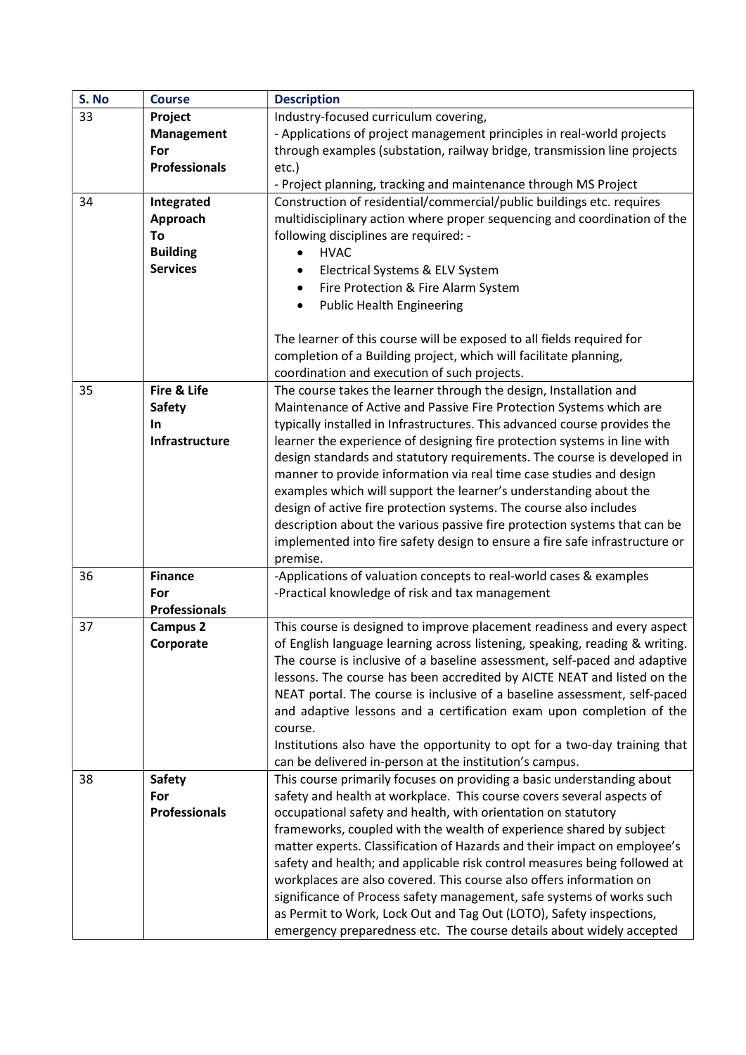| S. No | Course | Description |
|---|---|---|
| 33 | **Project Management For Professionals** | Industry-focused curriculum covering,<br>- Applications of project management principles in real-world projects through examples (substation, railway bridge, transmission line projects etc.)<br>- Project planning, tracking and maintenance through MS Project |
| 34 | **Integrated Approach To Building Services** | Construction of residential/commercial/public buildings etc. requires multidisciplinary action where proper sequencing and coordination of the following disciplines are required: -<br>• HVAC<br>• Electrical Systems & ELV System<br>• Fire Protection & Fire Alarm System<br>• Public Health Engineering<br><br>The learner of this course will be exposed to all fields required for completion of a Building project, which will facilitate planning, coordination and execution of such projects. |
| 35 | **Fire & Life Safety In Infrastructure** | The course takes the learner through the design, Installation and Maintenance of Active and Passive Fire Protection Systems which are typically installed in Infrastructures. This advanced course provides the learner the experience of designing fire protection systems in line with design standards and statutory requirements. The course is developed in manner to provide information via real time case studies and design examples which will support the learner's understanding about the design of active fire protection systems. The course also includes description about the various passive fire protection systems that can be implemented into fire safety design to ensure a fire safe infrastructure or premise. |
| 36 | **Finance For Professionals** | -Applications of valuation concepts to real-world cases & examples<br>-Practical knowledge of risk and tax management |
| 37 | **Campus 2 Corporate** | This course is designed to improve placement readiness and every aspect of English language learning across listening, speaking, reading & writing. The course is inclusive of a baseline assessment, self-paced and adaptive lessons. The course has been accredited by AICTE NEAT and listed on the NEAT portal. The course is inclusive of a baseline assessment, self-paced and adaptive lessons and a certification exam upon completion of the course.<br>Institutions also have the opportunity to opt for a two-day training that can be delivered in-person at the institution's campus. |
| 38 | **Safety For Professionals** | This course primarily focuses on providing a basic understanding about safety and health at workplace. This course covers several aspects of occupational safety and health, with orientation on statutory frameworks, coupled with the wealth of experience shared by subject matter experts. Classification of Hazards and their impact on employee's safety and health; and applicable risk control measures being followed at workplaces are also covered. This course also offers information on significance of Process safety management, safe systems of works such as Permit to Work, Lock Out and Tag Out (LOTO), Safety inspections, emergency preparedness etc. The course details about widely accepted |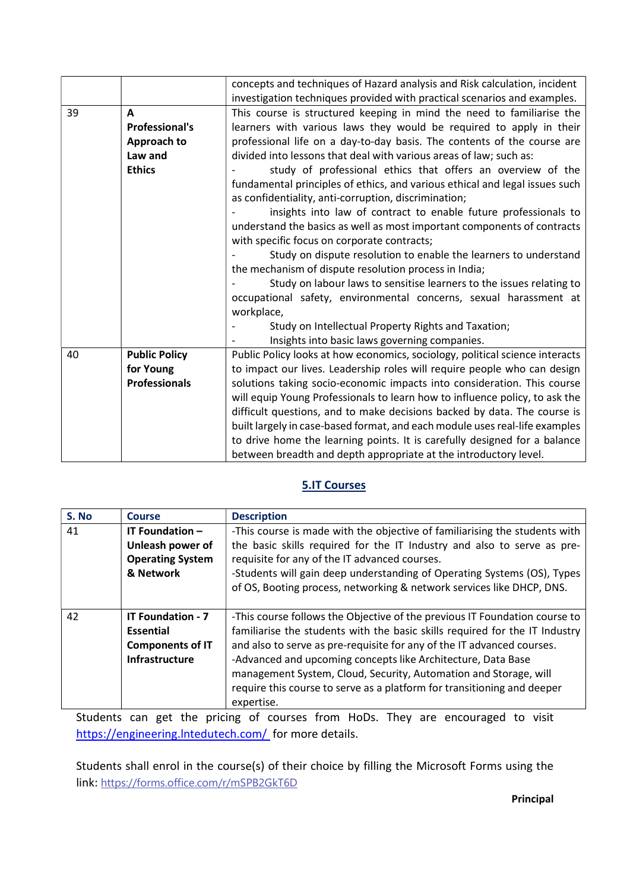| | | |
|---|---|---|
| | | concepts and techniques of Hazard analysis and Risk calculation, incident investigation techniques provided with practical scenarios and examples. |
| 39 | **A Professional's Approach to Law and Ethics** | This course is structured keeping in mind the need to familiarise the learners with various laws they would be required to apply in their professional life on a day-to-day basis. The contents of the course are divided into lessons that deal with various areas of law; such as:<br>- study of professional ethics that offers an overview of the fundamental principles of ethics, and various ethical and legal issues such as confidentiality, anti-corruption, discrimination;<br>- insights into law of contract to enable future professionals to understand the basics as well as most important components of contracts with specific focus on corporate contracts;<br>- Study on dispute resolution to enable the learners to understand the mechanism of dispute resolution process in India;<br>- Study on labour laws to sensitise learners to the issues relating to occupational safety, environmental concerns, sexual harassment at workplace,<br>- Study on Intellectual Property Rights and Taxation;<br>- Insights into basic laws governing companies. |
| 40 | **Public Policy for Young Professionals** | Public Policy looks at how economics, sociology, political science interacts to impact our lives. Leadership roles will require people who can design solutions taking socio-economic impacts into consideration. This course will equip Young Professionals to learn how to influence policy, to ask the difficult questions, and to make decisions backed by data. The course is built largely in case-based format, and each module uses real-life examples to drive home the learning points. It is carefully designed for a balance between breadth and depth appropriate at the introductory level. |

## 5.IT Courses

| S. No | Course | Description |
|---|---|---|
| 41 | **IT Foundation – Unleash power of Operating System & Network** | -This course is made with the objective of familiarising the students with the basic skills required for the IT Industry and also to serve as pre-requisite for any of the IT advanced courses.<br>-Students will gain deep understanding of Operating Systems (OS), Types of OS, Booting process, networking & network services like DHCP, DNS. |
| 42 | **IT Foundation - 7 Essential Components of IT Infrastructure** | -This course follows the Objective of the previous IT Foundation course to familiarise the students with the basic skills required for the IT Industry and also to serve as pre-requisite for any of the IT advanced courses.<br>-Advanced and upcoming concepts like Architecture, Data Base management System, Cloud, Security, Automation and Storage, will require this course to serve as a platform for transitioning and deeper expertise. |

Students can get the pricing of courses from HoDs. They are encouraged to visit https://engineering.lntedutech.com/ for more details.

Students shall enrol in the course(s) of their choice by filling the Microsoft Forms using the link: https://forms.office.com/r/mSPB2GkT6D

**Principal**